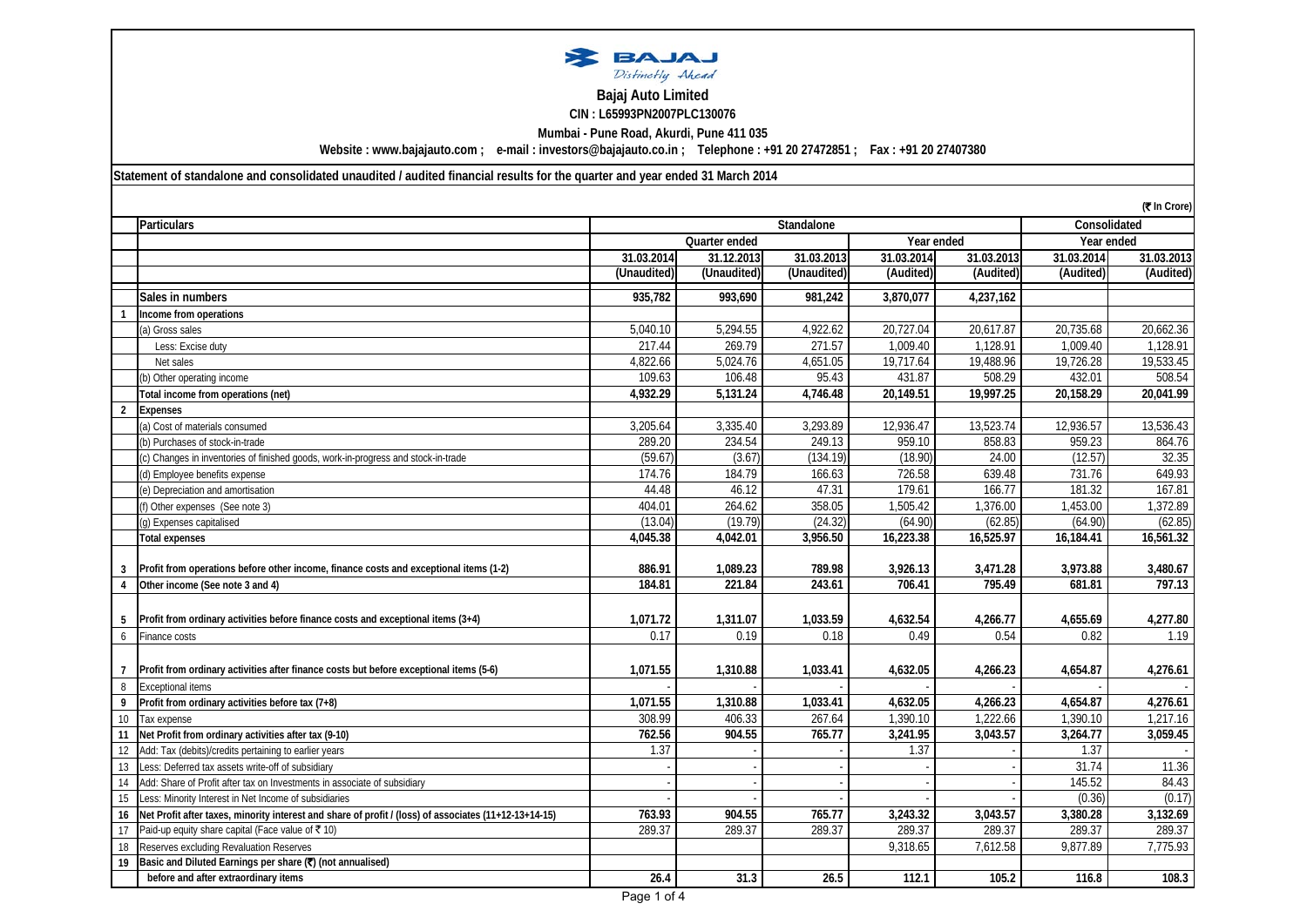# Bajaj Auto Limited

**CIN : L65993PN2007PLC130076**

**Mumbai - Pune Road, Akurdi, Pune 411 035**

**Website : www.bajajauto.com ; e-mail : investors@bajajauto.co.in ; Telephone : +91 20 27472851 ; Fax : +91 20 27407380**

**Statement of standalone and consolidated unaudited / audited financial results for the quarter and year ended 31 March 2014**

(₹ In Crore)

| | Particulars | Standalone | | | | | Consolidated | |
|---|---|---|---|---|---|---|---|---|
| | | Quarter ended | | | Year ended | | Year ended | |
| | | 31.03.2014 | 31.12.2013 | 31.03.2013 | 31.03.2014 | 31.03.2013 | 31.03.2014 | 31.03.2013 |
| | | (Unaudited) | (Unaudited) | (Unaudited) | (Audited) | (Audited) | (Audited) | (Audited) |
| | **Sales in numbers** | 935,782 | 993,690 | 981,242 | 3,870,077 | 4,237,162 | | |
| 1 | **Income from operations** | | | | | | | |
| | (a) Gross sales | 5,040.10 | 5,294.55 | 4,922.62 | 20,727.04 | 20,617.87 | 20,735.68 | 20,662.36 |
| | Less: Excise duty | 217.44 | 269.79 | 271.57 | 1,009.40 | 1,128.91 | 1,009.40 | 1,128.91 |
| | Net sales | 4,822.66 | 5,024.76 | 4,651.05 | 19,717.64 | 19,488.96 | 19,726.28 | 19,533.45 |
| | (b) Other operating income | 109.63 | 106.48 | 95.43 | 431.87 | 508.29 | 432.01 | 508.54 |
| | **Total income from operations (net)** | 4,932.29 | 5,131.24 | 4,746.48 | 20,149.51 | 19,997.25 | 20,158.29 | 20,041.99 |
| 2 | **Expenses** | | | | | | | |
| | (a) Cost of materials consumed | 3,205.64 | 3,335.40 | 3,293.89 | 12,936.47 | 13,523.74 | 12,936.57 | 13,536.43 |
| | (b) Purchases of stock-in-trade | 289.20 | 234.54 | 249.13 | 959.10 | 858.83 | 959.23 | 864.76 |
| | (c) Changes in inventories of finished goods, work-in-progress and stock-in-trade | (59.67) | (3.67) | (134.19) | (18.90) | 24.00 | (12.57) | 32.35 |
| | (d) Employee benefits expense | 174.76 | 184.79 | 166.63 | 726.58 | 639.48 | 731.76 | 649.93 |
| | (e) Depreciation and amortisation | 44.48 | 46.12 | 47.31 | 179.61 | 166.77 | 181.32 | 167.81 |
| | (f) Other expenses (See note 3) | 404.01 | 264.62 | 358.05 | 1,505.42 | 1,376.00 | 1,453.00 | 1,372.89 |
| | (g) Expenses capitalised | (13.04) | (19.79) | (24.32) | (64.90) | (62.85) | (64.90) | (62.85) |
| | **Total expenses** | 4,045.38 | 4,042.01 | 3,956.50 | 16,223.38 | 16,525.97 | 16,184.41 | 16,561.32 |
| 3 | **Profit from operations before other income, finance costs and exceptional items (1-2)** | 886.91 | 1,089.23 | 789.98 | 3,926.13 | 3,471.28 | 3,973.88 | 3,480.67 |
| 4 | **Other income (See note 3 and 4)** | 184.81 | 221.84 | 243.61 | 706.41 | 795.49 | 681.81 | 797.13 |
| 5 | **Profit from ordinary activities before finance costs and exceptional items (3+4)** | 1,071.72 | 1,311.07 | 1,033.59 | 4,632.54 | 4,266.77 | 4,655.69 | 4,277.80 |
| 6 | Finance costs | 0.17 | 0.19 | 0.18 | 0.49 | 0.54 | 0.82 | 1.19 |
| 7 | **Profit from ordinary activities after finance costs but before exceptional items (5-6)** | 1,071.55 | 1,310.88 | 1,033.41 | 4,632.05 | 4,266.23 | 4,654.87 | 4,276.61 |
| 8 | Exceptional items | - | - | - | - | - | - | - |
| 9 | **Profit from ordinary activities before tax (7+8)** | 1,071.55 | 1,310.88 | 1,033.41 | 4,632.05 | 4,266.23 | 4,654.87 | 4,276.61 |
| 10 | Tax expense | 308.99 | 406.33 | 267.64 | 1,390.10 | 1,222.66 | 1,390.10 | 1,217.16 |
| 11 | **Net Profit from ordinary activities after tax (9-10)** | 762.56 | 904.55 | 765.77 | 3,241.95 | 3,043.57 | 3,264.77 | 3,059.45 |
| 12 | Add: Tax (debits)/credits pertaining to earlier years | 1.37 | - | - | 1.37 | - | 1.37 | - |
| 13 | Less: Deferred tax assets write-off of subsidiary | - | - | - | - | - | 31.74 | 11.36 |
| 14 | Add: Share of Profit after tax on Investments in associate of subsidiary | - | - | - | - | - | 145.52 | 84.43 |
| 15 | Less: Minority Interest in Net Income of subsidiaries | - | - | - | - | - | (0.36) | (0.17) |
| 16 | **Net Profit after taxes, minority interest and share of profit / (loss) of associates (11+12-13+14-15)** | 763.93 | 904.55 | 765.77 | 3,243.32 | 3,043.57 | 3,380.28 | 3,132.69 |
| 17 | Paid-up equity share capital (Face value of ₹ 10) | 289.37 | 289.37 | 289.37 | 289.37 | 289.37 | 289.37 | 289.37 |
| 18 | Reserves excluding Revaluation Reserves | | | | 9,318.65 | 7,612.58 | 9,877.89 | 7,775.93 |
| 19 | **Basic and Diluted Earnings per share (₹) (not annualised)** | | | | | | | |
| | **before and after extraordinary items** | 26.4 | 31.3 | 26.5 | 112.1 | 105.2 | 116.8 | 108.3 |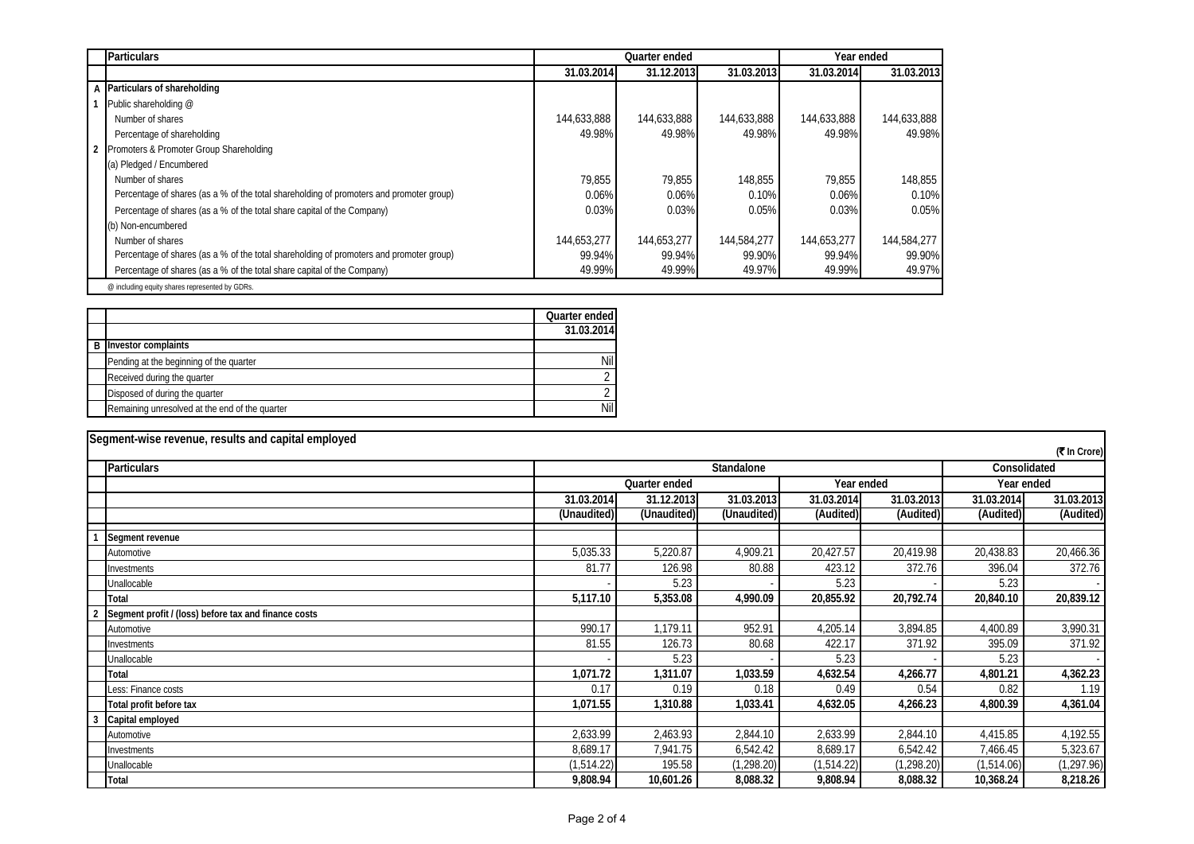| | Particulars | Quarter ended | | | Year ended | |
|---|---|---|---|---|---|---|
| | | 31.03.2014 | 31.12.2013 | 31.03.2013 | 31.03.2014 | 31.03.2013 |
| A | **Particulars of shareholding** | | | | | |
| 1 | Public shareholding @ | | | | | |
| | Number of shares | 144,633,888 | 144,633,888 | 144,633,888 | 144,633,888 | 144,633,888 |
| | Percentage of shareholding | 49.98% | 49.98% | 49.98% | 49.98% | 49.98% |
| 2 | Promoters & Promoter Group Shareholding | | | | | |
| | (a) Pledged / Encumbered | | | | | |
| | Number of shares | 79,855 | 79,855 | 148,855 | 79,855 | 148,855 |
| | Percentage of shares (as a % of the total shareholding of promoters and promoter group) | 0.06% | 0.06% | 0.10% | 0.06% | 0.10% |
| | Percentage of shares (as a % of the total share capital of the Company) | 0.03% | 0.03% | 0.05% | 0.03% | 0.05% |
| | (b) Non-encumbered | | | | | |
| | Number of shares | 144,653,277 | 144,653,277 | 144,584,277 | 144,653,277 | 144,584,277 |
| | Percentage of shares (as a % of the total shareholding of promoters and promoter group) | 99.94% | 99.94% | 99.90% | 99.94% | 99.90% |
| | Percentage of shares (as a % of the total share capital of the Company) | 49.99% | 49.99% | 49.97% | 49.99% | 49.97% |

@ including equity shares represented by GDRs.

| | | Quarter ended |
|---|---|---|
| | | 31.03.2014 |
| B | **Investor complaints** | |
| | Pending at the beginning of the quarter | Nil |
| | Received during the quarter | 2 |
| | Disposed of during the quarter | 2 |
| | Remaining unresolved at the end of the quarter | Nil |

## Segment-wise revenue, results and capital employed

(₹ In Crore)

| | Particulars | Standalone | | | | | Consolidated | |
|---|---|---|---|---|---|---|---|---|
| | | Quarter ended | | | Year ended | | Year ended | |
| | | 31.03.2014 | 31.12.2013 | 31.03.2013 | 31.03.2014 | 31.03.2013 | 31.03.2014 | 31.03.2013 |
| | | (Unaudited) | (Unaudited) | (Unaudited) | (Audited) | (Audited) | (Audited) | (Audited) |
| 1 | **Segment revenue** | | | | | | | |
| | Automotive | 5,035.33 | 5,220.87 | 4,909.21 | 20,427.57 | 20,419.98 | 20,438.83 | 20,466.36 |
| | Investments | 81.77 | 126.98 | 80.88 | 423.12 | 372.76 | 396.04 | 372.76 |
| | Unallocable | - | 5.23 | - | 5.23 | - | 5.23 | - |
| | **Total** | **5,117.10** | **5,353.08** | **4,990.09** | **20,855.92** | **20,792.74** | **20,840.10** | **20,839.12** |
| 2 | **Segment profit / (loss) before tax and finance costs** | | | | | | | |
| | Automotive | 990.17 | 1,179.11 | 952.91 | 4,205.14 | 3,894.85 | 4,400.89 | 3,990.31 |
| | Investments | 81.55 | 126.73 | 80.68 | 422.17 | 371.92 | 395.09 | 371.92 |
| | Unallocable | - | 5.23 | - | 5.23 | - | 5.23 | - |
| | **Total** | **1,071.72** | **1,311.07** | **1,033.59** | **4,632.54** | **4,266.77** | **4,801.21** | **4,362.23** |
| | Less: Finance costs | 0.17 | 0.19 | 0.18 | 0.49 | 0.54 | 0.82 | 1.19 |
| | **Total profit before tax** | **1,071.55** | **1,310.88** | **1,033.41** | **4,632.05** | **4,266.23** | **4,800.39** | **4,361.04** |
| 3 | **Capital employed** | | | | | | | |
| | Automotive | 2,633.99 | 2,463.93 | 2,844.10 | 2,633.99 | 2,844.10 | 4,415.85 | 4,192.55 |
| | Investments | 8,689.17 | 7,941.75 | 6,542.42 | 8,689.17 | 6,542.42 | 7,466.45 | 5,323.67 |
| | Unallocable | (1,514.22) | 195.58 | (1,298.20) | (1,514.22) | (1,298.20) | (1,514.06) | (1,297.96) |
| | **Total** | **9,808.94** | **10,601.26** | **8,088.32** | **9,808.94** | **8,088.32** | **10,368.24** | **8,218.26** |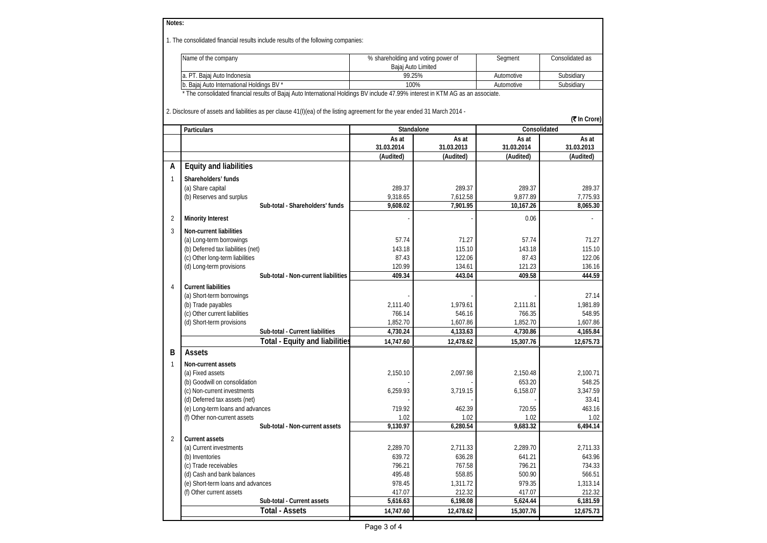**Notes:**

1. The consolidated financial results include results of the following companies:

| Name of the company | % shareholding and voting power of Bajaj Auto Limited | Segment | Consolidated as |
|---|---|---|---|
| a. PT. Bajaj Auto Indonesia | 99.25% | Automotive | Subsidiary |
| b. Bajaj Auto International Holdings BV * | 100% | Automotive | Subsidiary |

\* The consolidated financial results of Bajaj Auto International Holdings BV include 47.99% interest in KTM AG as an associate.

2. Disclosure of assets and liabilities as per clause 41(I)(ea) of the listing agreement for the year ended 31 March 2014 -

(₹ In Crore)

| | Particulars | Standalone | | Consolidated | |
|---|---|---|---|---|---|
| | | As at 31.03.2014 | As at 31.03.2013 | As at 31.03.2014 | As at 31.03.2013 |
| | | (Audited) | (Audited) | (Audited) | (Audited) |
| **A** | **Equity and liabilities** | | | | |
| 1 | **Shareholders' funds** | | | | |
| | (a) Share capital | 289.37 | 289.37 | 289.37 | 289.37 |
| | (b) Reserves and surplus | 9,318.65 | 7,612.58 | 9,877.89 | 7,775.93 |
| | **Sub-total - Shareholders' funds** | **9,608.02** | **7,901.95** | **10,167.26** | **8,065.30** |
| 2 | **Minority Interest** | - | - | 0.06 | - |
| 3 | **Non-current liabilities** | | | | |
| | (a) Long-term borrowings | 57.74 | 71.27 | 57.74 | 71.27 |
| | (b) Deferred tax liabilities (net) | 143.18 | 115.10 | 143.18 | 115.10 |
| | (c) Other long-term liabilities | 87.43 | 122.06 | 87.43 | 122.06 |
| | (d) Long-term provisions | 120.99 | 134.61 | 121.23 | 136.16 |
| | **Sub-total - Non-current liabilities** | **409.34** | **443.04** | **409.58** | **444.59** |
| 4 | **Current liabilities** | | | | |
| | (a) Short-term borrowings | - | - | - | 27.14 |
| | (b) Trade payables | 2,111.40 | 1,979.61 | 2,111.81 | 1,981.89 |
| | (c) Other current liabilities | 766.14 | 546.16 | 766.35 | 548.95 |
| | (d) Short-term provisions | 1,852.70 | 1,607.86 | 1,852.70 | 1,607.86 |
| | **Sub-total - Current liabilities** | **4,730.24** | **4,133.63** | **4,730.86** | **4,165.84** |
| | **Total - Equity and liabilities** | **14,747.60** | **12,478.62** | **15,307.76** | **12,675.73** |
| **B** | **Assets** | | | | |
| 1 | **Non-current assets** | | | | |
| | (a) Fixed assets | 2,150.10 | 2,097.98 | 2,150.48 | 2,100.71 |
| | (b) Goodwill on consolidation | - | - | 653.20 | 548.25 |
| | (c) Non-current investments | 6,259.93 | 3,719.15 | 6,158.07 | 3,347.59 |
| | (d) Deferred tax assets (net) | - | - | - | 33.41 |
| | (e) Long-term loans and advances | 719.92 | 462.39 | 720.55 | 463.16 |
| | (f) Other non-current assets | 1.02 | 1.02 | 1.02 | 1.02 |
| | **Sub-total - Non-current assets** | **9,130.97** | **6,280.54** | **9,683.32** | **6,494.14** |
| 2 | **Current assets** | | | | |
| | (a) Current investments | 2,289.70 | 2,711.33 | 2,289.70 | 2,711.33 |
| | (b) Inventories | 639.72 | 636.28 | 641.21 | 643.96 |
| | (c) Trade receivables | 796.21 | 767.58 | 796.21 | 734.33 |
| | (d) Cash and bank balances | 495.48 | 558.85 | 500.90 | 566.51 |
| | (e) Short-term loans and advances | 978.45 | 1,311.72 | 979.35 | 1,313.14 |
| | (f) Other current assets | 417.07 | 212.32 | 417.07 | 212.32 |
| | **Sub-total - Current assets** | **5,616.63** | **6,198.08** | **5,624.44** | **6,181.59** |
| | **Total - Assets** | **14,747.60** | **12,478.62** | **15,307.76** | **12,675.73** |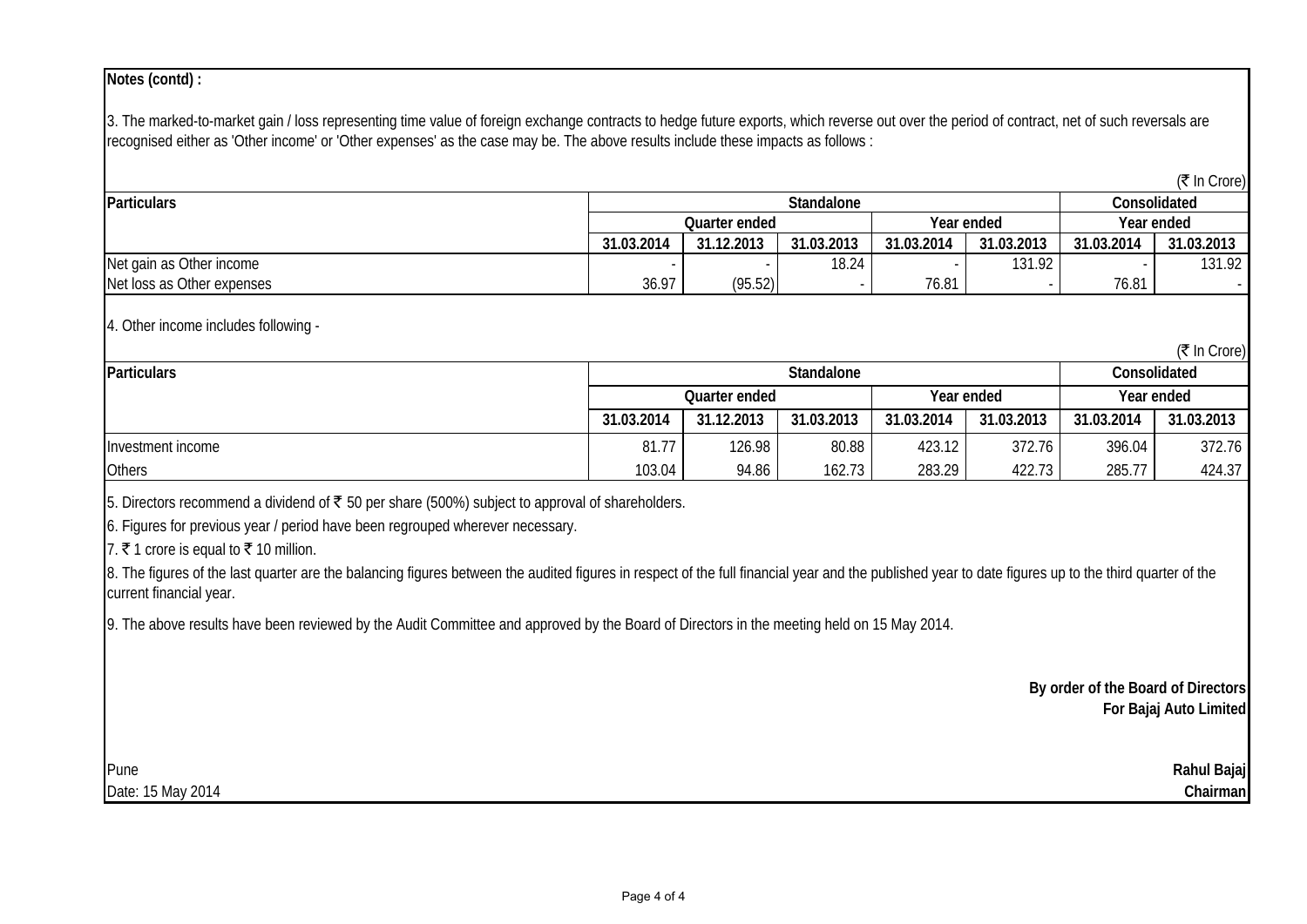**Notes (contd) :**

3. The marked-to-market gain / loss representing time value of foreign exchange contracts to hedge future exports, which reverse out over the period of contract, net of such reversals are recognised either as 'Other income' or 'Other expenses' as the case may be. The above results include these impacts as follows :

(₹ In Crore)

| Particulars | Standalone | | | | | Consolidated | |
|---|---|---|---|---|---|---|---|
| | Quarter ended | | | Year ended | | Year ended | |
| | 31.03.2014 | 31.12.2013 | 31.03.2013 | 31.03.2014 | 31.03.2013 | 31.03.2014 | 31.03.2013 |
| Net gain as Other income | - | - | 18.24 | - | 131.92 | - | 131.92 |
| Net loss as Other expenses | 36.97 | (95.52) | - | 76.81 | - | 76.81 | - |

4. Other income includes following -

(₹ In Crore)

| Particulars | Standalone | | | | | Consolidated | |
|---|---|---|---|---|---|---|---|
| | Quarter ended | | | Year ended | | Year ended | |
| | 31.03.2014 | 31.12.2013 | 31.03.2013 | 31.03.2014 | 31.03.2013 | 31.03.2014 | 31.03.2013 |
| Investment income | 81.77 | 126.98 | 80.88 | 423.12 | 372.76 | 396.04 | 372.76 |
| Others | 103.04 | 94.86 | 162.73 | 283.29 | 422.73 | 285.77 | 424.37 |

5. Directors recommend a dividend of ₹ 50 per share (500%) subject to approval of shareholders.

6. Figures for previous year / period have been regrouped wherever necessary.

7. ₹ 1 crore is equal to ₹ 10 million.

8. The figures of the last quarter are the balancing figures between the audited figures in respect of the full financial year and the published year to date figures up to the third quarter of the current financial year.

9. The above results have been reviewed by the Audit Committee and approved by the Board of Directors in the meeting held on 15 May 2014.

**By order of the Board of Directors**
**For Bajaj Auto Limited**

Pune
Date: 15 May 2014

**Rahul Bajaj**
**Chairman**